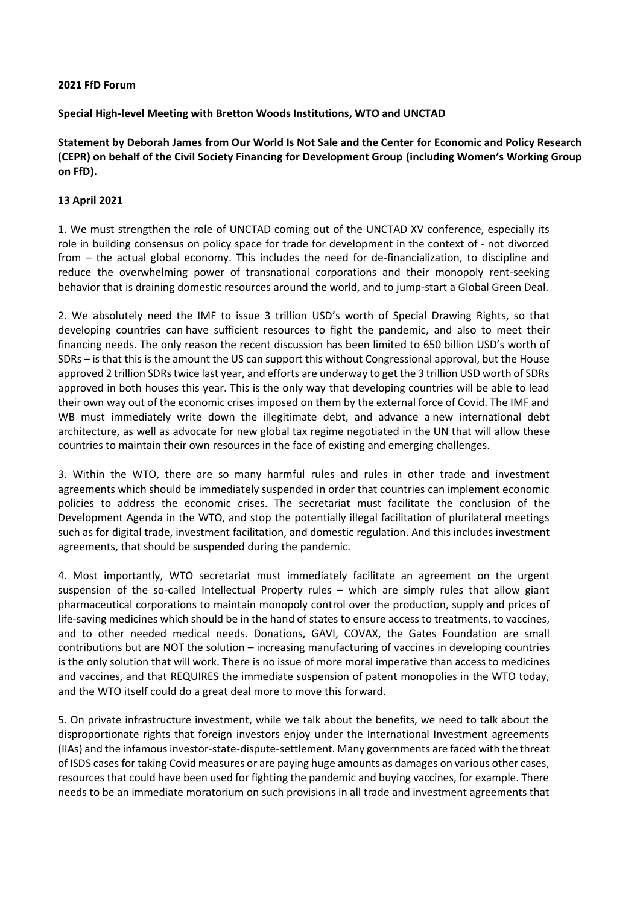**2021 FfD Forum**

**Special High-level Meeting with Bretton Woods Institutions, WTO and UNCTAD**

**Statement by Deborah James from Our World Is Not Sale and the Center for Economic and Policy Research (CEPR) on behalf of the Civil Society Financing for Development Group (including Women's Working Group on FfD).**

**13 April 2021**

1. We must strengthen the role of UNCTAD coming out of the UNCTAD XV conference, especially its role in building consensus on policy space for trade for development in the context of - not divorced from – the actual global economy. This includes the need for de-financialization, to discipline and reduce the overwhelming power of transnational corporations and their monopoly rent-seeking behavior that is draining domestic resources around the world, and to jump-start a Global Green Deal.

2. We absolutely need the IMF to issue 3 trillion USD's worth of Special Drawing Rights, so that developing countries can have sufficient resources to fight the pandemic, and also to meet their financing needs. The only reason the recent discussion has been limited to 650 billion USD's worth of SDRs – is that this is the amount the US can support this without Congressional approval, but the House approved 2 trillion SDRs twice last year, and efforts are underway to get the 3 trillion USD worth of SDRs approved in both houses this year. This is the only way that developing countries will be able to lead their own way out of the economic crises imposed on them by the external force of Covid. The IMF and WB must immediately write down the illegitimate debt, and advance a new international debt architecture, as well as advocate for new global tax regime negotiated in the UN that will allow these countries to maintain their own resources in the face of existing and emerging challenges.

3. Within the WTO, there are so many harmful rules and rules in other trade and investment agreements which should be immediately suspended in order that countries can implement economic policies to address the economic crises. The secretariat must facilitate the conclusion of the Development Agenda in the WTO, and stop the potentially illegal facilitation of plurilateral meetings such as for digital trade, investment facilitation, and domestic regulation. And this includes investment agreements, that should be suspended during the pandemic.

4. Most importantly, WTO secretariat must immediately facilitate an agreement on the urgent suspension of the so-called Intellectual Property rules – which are simply rules that allow giant pharmaceutical corporations to maintain monopoly control over the production, supply and prices of life-saving medicines which should be in the hand of states to ensure access to treatments, to vaccines, and to other needed medical needs. Donations, GAVI, COVAX, the Gates Foundation are small contributions but are NOT the solution – increasing manufacturing of vaccines in developing countries is the only solution that will work. There is no issue of more moral imperative than access to medicines and vaccines, and that REQUIRES the immediate suspension of patent monopolies in the WTO today, and the WTO itself could do a great deal more to move this forward.

5. On private infrastructure investment, while we talk about the benefits, we need to talk about the disproportionate rights that foreign investors enjoy under the International Investment agreements (IIAs) and the infamous investor-state-dispute-settlement. Many governments are faced with the threat of ISDS cases for taking Covid measures or are paying huge amounts as damages on various other cases, resources that could have been used for fighting the pandemic and buying vaccines, for example. There needs to be an immediate moratorium on such provisions in all trade and investment agreements that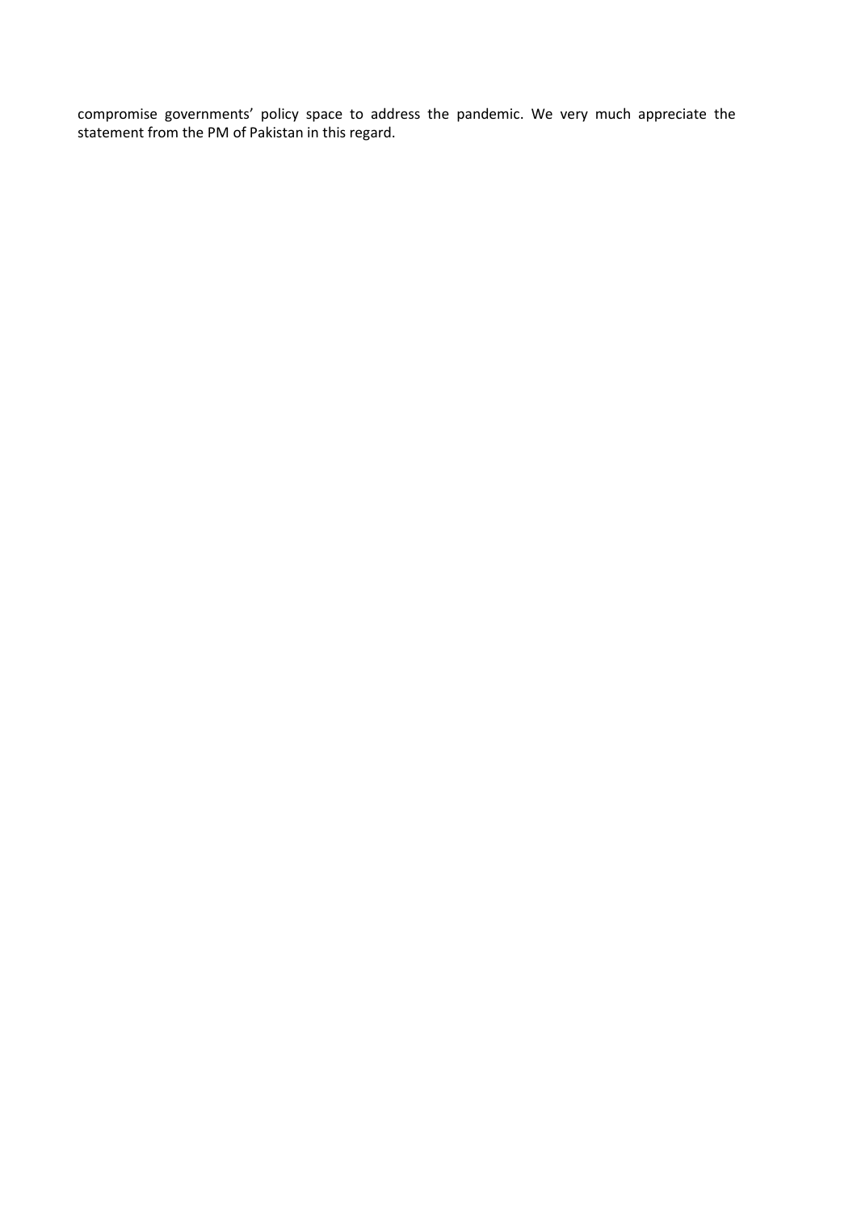compromise governments' policy space to address the pandemic. We very much appreciate the statement from the PM of Pakistan in this regard.